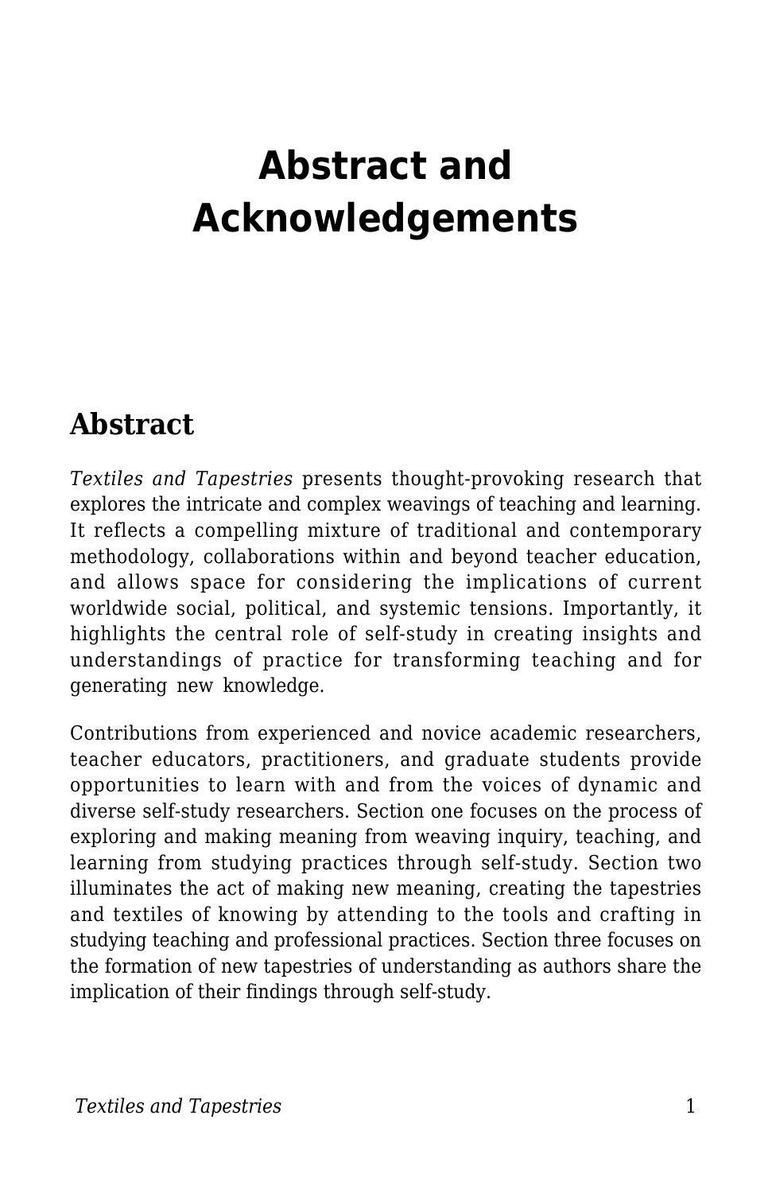# Abstract and Acknowledgements

## Abstract

*Textiles and Tapestries* presents thought-provoking research that explores the intricate and complex weavings of teaching and learning. It reflects a compelling mixture of traditional and contemporary methodology, collaborations within and beyond teacher education, and allows space for considering the implications of current worldwide social, political, and systemic tensions. Importantly, it highlights the central role of self-study in creating insights and understandings of practice for transforming teaching and for generating new knowledge.

Contributions from experienced and novice academic researchers, teacher educators, practitioners, and graduate students provide opportunities to learn with and from the voices of dynamic and diverse self-study researchers. Section one focuses on the process of exploring and making meaning from weaving inquiry, teaching, and learning from studying practices through self-study. Section two illuminates the act of making new meaning, creating the tapestries and textiles of knowing by attending to the tools and crafting in studying teaching and professional practices. Section three focuses on the formation of new tapestries of understanding as authors share the implication of their findings through self-study.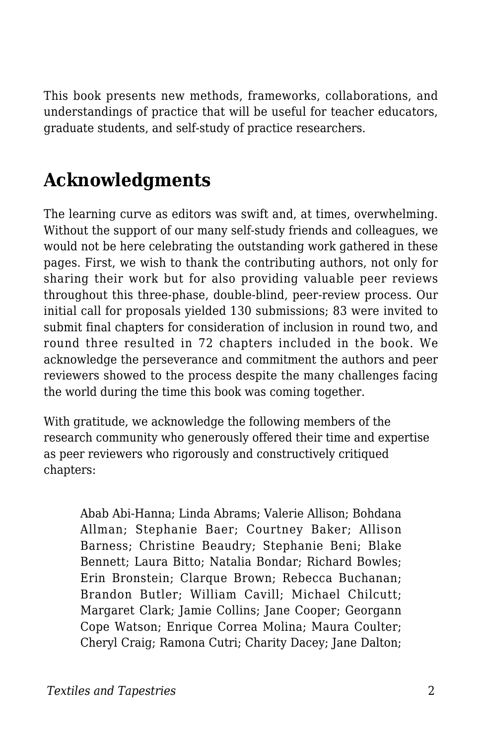This book presents new methods, frameworks, collaborations, and understandings of practice that will be useful for teacher educators, graduate students, and self-study of practice researchers.

## Acknowledgments

The learning curve as editors was swift and, at times, overwhelming. Without the support of our many self-study friends and colleagues, we would not be here celebrating the outstanding work gathered in these pages. First, we wish to thank the contributing authors, not only for sharing their work but for also providing valuable peer reviews throughout this three-phase, double-blind, peer-review process. Our initial call for proposals yielded 130 submissions; 83 were invited to submit final chapters for consideration of inclusion in round two, and round three resulted in 72 chapters included in the book. We acknowledge the perseverance and commitment the authors and peer reviewers showed to the process despite the many challenges facing the world during the time this book was coming together.

With gratitude, we acknowledge the following members of the research community who generously offered their time and expertise as peer reviewers who rigorously and constructively critiqued chapters:

> Abab Abi-Hanna; Linda Abrams; Valerie Allison; Bohdana Allman; Stephanie Baer; Courtney Baker; Allison Barness; Christine Beaudry; Stephanie Beni; Blake Bennett; Laura Bitto; Natalia Bondar; Richard Bowles; Erin Bronstein; Clarque Brown; Rebecca Buchanan; Brandon Butler; William Cavill; Michael Chilcutt; Margaret Clark; Jamie Collins; Jane Cooper; Georgann Cope Watson; Enrique Correa Molina; Maura Coulter; Cheryl Craig; Ramona Cutri; Charity Dacey; Jane Dalton;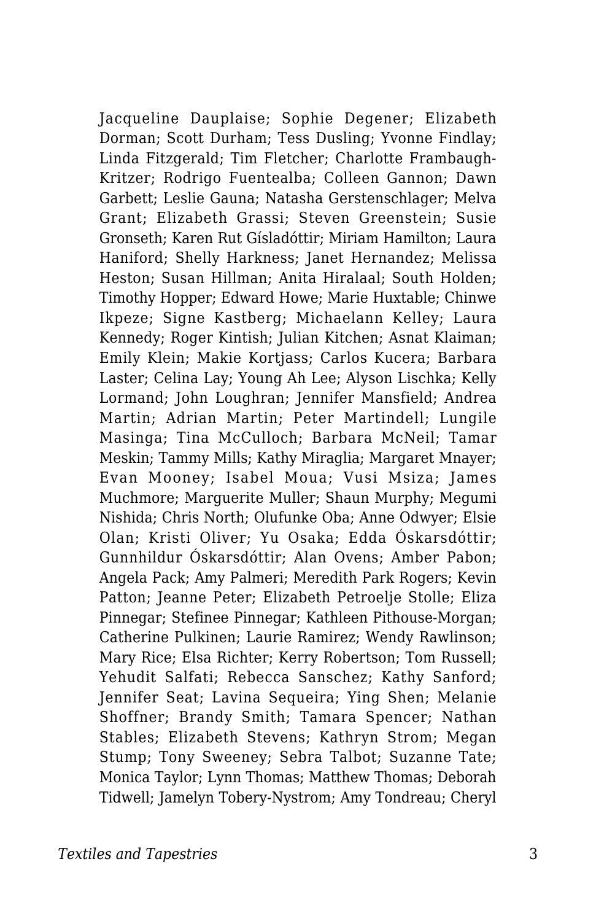Jacqueline Dauplaise; Sophie Degener; Elizabeth Dorman; Scott Durham; Tess Dusling; Yvonne Findlay; Linda Fitzgerald; Tim Fletcher; Charlotte Frambaugh-Kritzer; Rodrigo Fuentealba; Colleen Gannon; Dawn Garbett; Leslie Gauna; Natasha Gerstenschlager; Melva Grant; Elizabeth Grassi; Steven Greenstein; Susie Gronseth; Karen Rut Gísladóttir; Miriam Hamilton; Laura Haniford; Shelly Harkness; Janet Hernandez; Melissa Heston; Susan Hillman; Anita Hiralaal; South Holden; Timothy Hopper; Edward Howe; Marie Huxtable; Chinwe Ikpeze; Signe Kastberg; Michaelann Kelley; Laura Kennedy; Roger Kintish; Julian Kitchen; Asnat Klaiman; Emily Klein; Makie Kortjass; Carlos Kucera; Barbara Laster; Celina Lay; Young Ah Lee; Alyson Lischka; Kelly Lormand; John Loughran; Jennifer Mansfield; Andrea Martin; Adrian Martin; Peter Martindell; Lungile Masinga; Tina McCulloch; Barbara McNeil; Tamar Meskin; Tammy Mills; Kathy Miraglia; Margaret Mnayer; Evan Mooney; Isabel Moua; Vusi Msiza; James Muchmore; Marguerite Muller; Shaun Murphy; Megumi Nishida; Chris North; Olufunke Oba; Anne Odwyer; Elsie Olan; Kristi Oliver; Yu Osaka; Edda Óskarsdóttir; Gunnhildur Óskarsdóttir; Alan Ovens; Amber Pabon; Angela Pack; Amy Palmeri; Meredith Park Rogers; Kevin Patton; Jeanne Peter; Elizabeth Petroelje Stolle; Eliza Pinnegar; Stefinee Pinnegar; Kathleen Pithouse-Morgan; Catherine Pulkinen; Laurie Ramirez; Wendy Rawlinson; Mary Rice; Elsa Richter; Kerry Robertson; Tom Russell; Yehudit Salfati; Rebecca Sanschez; Kathy Sanford; Jennifer Seat; Lavina Sequeira; Ying Shen; Melanie Shoffner; Brandy Smith; Tamara Spencer; Nathan Stables; Elizabeth Stevens; Kathryn Strom; Megan Stump; Tony Sweeney; Sebra Talbot; Suzanne Tate; Monica Taylor; Lynn Thomas; Matthew Thomas; Deborah Tidwell; Jamelyn Tobery-Nystrom; Amy Tondreau; Cheryl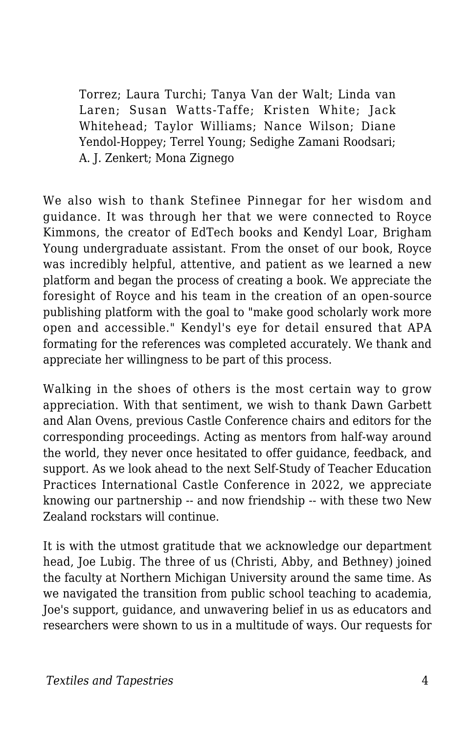Torrez; Laura Turchi; Tanya Van der Walt; Linda van Laren; Susan Watts-Taffe; Kristen White; Jack Whitehead; Taylor Williams; Nance Wilson; Diane Yendol-Hoppey; Terrel Young; Sedighe Zamani Roodsari; A. J. Zenkert; Mona Zignego

We also wish to thank Stefinee Pinnegar for her wisdom and guidance. It was through her that we were connected to Royce Kimmons, the creator of EdTech books and Kendyl Loar, Brigham Young undergraduate assistant. From the onset of our book, Royce was incredibly helpful, attentive, and patient as we learned a new platform and began the process of creating a book. We appreciate the foresight of Royce and his team in the creation of an open-source publishing platform with the goal to "make good scholarly work more open and accessible." Kendyl's eye for detail ensured that APA formating for the references was completed accurately. We thank and appreciate her willingness to be part of this process.

Walking in the shoes of others is the most certain way to grow appreciation. With that sentiment, we wish to thank Dawn Garbett and Alan Ovens, previous Castle Conference chairs and editors for the corresponding proceedings. Acting as mentors from half-way around the world, they never once hesitated to offer guidance, feedback, and support. As we look ahead to the next Self-Study of Teacher Education Practices International Castle Conference in 2022, we appreciate knowing our partnership -- and now friendship -- with these two New Zealand rockstars will continue.

It is with the utmost gratitude that we acknowledge our department head, Joe Lubig. The three of us (Christi, Abby, and Bethney) joined the faculty at Northern Michigan University around the same time. As we navigated the transition from public school teaching to academia, Joe's support, guidance, and unwavering belief in us as educators and researchers were shown to us in a multitude of ways. Our requests for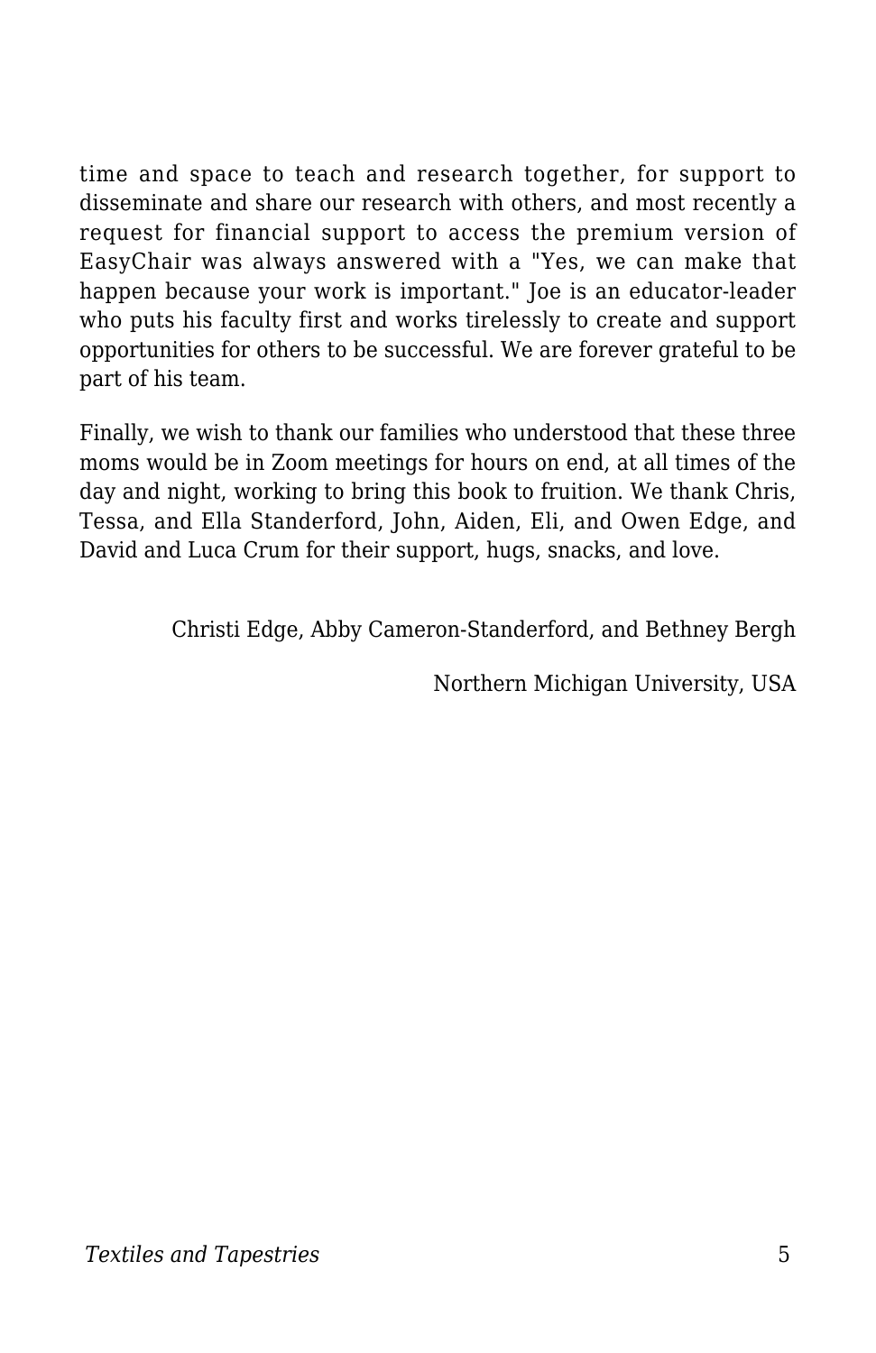time and space to teach and research together, for support to disseminate and share our research with others, and most recently a request for financial support to access the premium version of EasyChair was always answered with a "Yes, we can make that happen because your work is important." Joe is an educator-leader who puts his faculty first and works tirelessly to create and support opportunities for others to be successful. We are forever grateful to be part of his team.

Finally, we wish to thank our families who understood that these three moms would be in Zoom meetings for hours on end, at all times of the day and night, working to bring this book to fruition. We thank Chris, Tessa, and Ella Standerford, John, Aiden, Eli, and Owen Edge, and David and Luca Crum for their support, hugs, snacks, and love.

Christi Edge, Abby Cameron-Standerford, and Bethney Bergh

Northern Michigan University, USA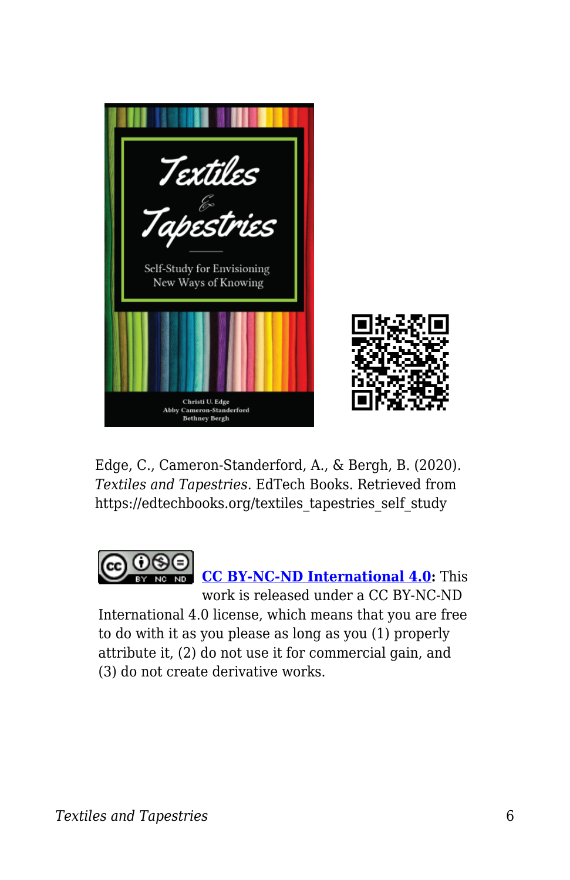Edge, C., Cameron-Standerford, A., & Bergh, B. (2020). *Textiles and Tapestries*. EdTech Books. Retrieved from https://edtechbooks.org/textiles_tapestries_self_study

**CC BY-NC-ND International 4.0:** This work is released under a CC BY-NC-ND International 4.0 license, which means that you are free to do with it as you please as long as you (1) properly attribute it, (2) do not use it for commercial gain, and (3) do not create derivative works.